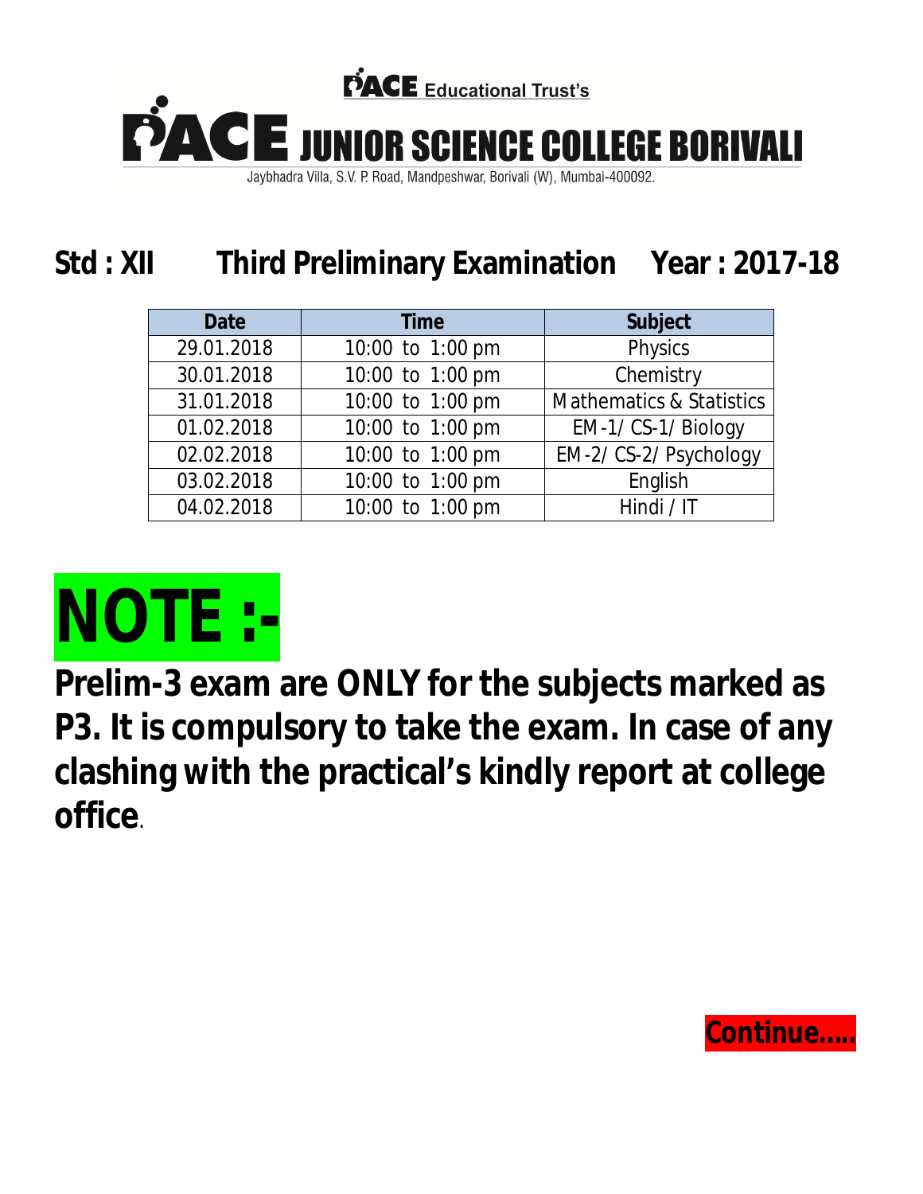PACE Educational Trust's

# PACE JUNIOR SCIENCE COLLEGE BORIVALI

Jaybhadra Villa, S.V. P. Road, Mandpeshwar, Borivali (W), Mumbai-400092.

## Std : XII Third Preliminary Examination Year : 2017-18

| Date | Time | Subject |
|---|---|---|
| 29.01.2018 | 10:00 to 1:00 pm | Physics |
| 30.01.2018 | 10:00 to 1:00 pm | Chemistry |
| 31.01.2018 | 10:00 to 1:00 pm | Mathematics & Statistics |
| 01.02.2018 | 10:00 to 1:00 pm | EM-1/ CS-1/ Biology |
| 02.02.2018 | 10:00 to 1:00 pm | EM-2/ CS-2/ Psychology |
| 03.02.2018 | 10:00 to 1:00 pm | English |
| 04.02.2018 | 10:00 to 1:00 pm | Hindi / IT |

# NOTE :-

**Prelim-3 exam are ONLY for the subjects marked as P3. It is compulsory to take the exam. In case of any clashing with the practical's kindly report at college office**.

**Continue.....**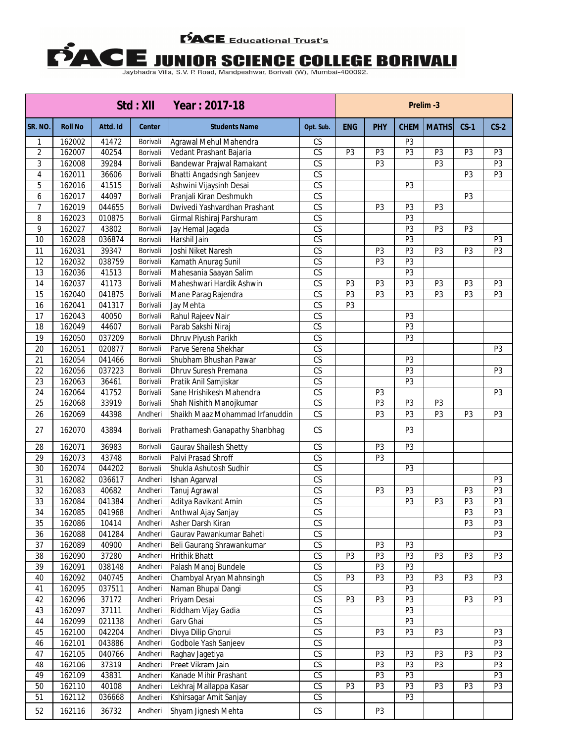PACE Educational Trust's

# PACE JUNIOR SCIENCE COLLEGE BORIVALI

Jaybhadra Villa, S.V. P. Road, Mandpeshwar, Borivali (W), Mumbai-400092.

| Std : XII Year : 2017-18 | | | | | | Prelim -3 | | | | | |
|---|---|---|---|---|---|---|---|---|---|---|---|
| SR. NO. | Roll No | Attd. Id | Center | Students Name | Opt. Sub. | ENG | PHY | CHEM | MATHS | CS-1 | CS-2 |
| 1 | 162002 | 41472 | Borivali | Agrawal Mehul Mahendra | CS | | | P3 | | | |
| 2 | 162007 | 40254 | Borivali | Vedant Prashant Bajaria | CS | P3 | P3 | P3 | P3 | P3 | P3 |
| 3 | 162008 | 39284 | Borivali | Bandewar Prajwal Ramakant | CS | | P3 | | P3 | | P3 |
| 4 | 162011 | 36606 | Borivali | Bhatti Angadsingh Sanjeev | CS | | | | | P3 | P3 |
| 5 | 162016 | 41515 | Borivali | Ashwini Vijaysinh Desai | CS | | | P3 | | | |
| 6 | 162017 | 44097 | Borivali | Pranjali Kiran Deshmukh | CS | | | | | P3 | |
| 7 | 162019 | 044655 | Borivali | Dwivedi Yashvardhan Prashant | CS | | P3 | P3 | P3 | | |
| 8 | 162023 | 010875 | Borivali | Girmal Rishiraj Parshuram | CS | | | P3 | | | |
| 9 | 162027 | 43802 | Borivali | Jay Hemal Jagada | CS | | | P3 | P3 | P3 | |
| 10 | 162028 | 036874 | Borivali | Harshil Jain | CS | | | P3 | | | P3 |
| 11 | 162031 | 39347 | Borivali | Joshi Niket Naresh | CS | | P3 | P3 | P3 | P3 | P3 |
| 12 | 162032 | 038759 | Borivali | Kamath Anurag Sunil | CS | | P3 | P3 | | | |
| 13 | 162036 | 41513 | Borivali | Mahesania Saayan Salim | CS | | | P3 | | | |
| 14 | 162037 | 41173 | Borivali | Maheshwari Hardik Ashwin | CS | P3 | P3 | P3 | P3 | P3 | P3 |
| 15 | 162040 | 041875 | Borivali | Mane Parag Rajendra | CS | P3 | P3 | P3 | P3 | P3 | P3 |
| 16 | 162041 | 041317 | Borivali | Jay Mehta | CS | P3 | | | | | |
| 17 | 162043 | 40050 | Borivali | Rahul Rajeev Nair | CS | | | P3 | | | |
| 18 | 162049 | 44607 | Borivali | Parab Sakshi Niraj | CS | | | P3 | | | |
| 19 | 162050 | 037209 | Borivali | Dhruv Piyush Parikh | CS | | | P3 | | | |
| 20 | 162051 | 020877 | Borivali | Parve Serena Shekhar | CS | | | | | | P3 |
| 21 | 162054 | 041466 | Borivali | Shubham Bhushan Pawar | CS | | | P3 | | | |
| 22 | 162056 | 037223 | Borivali | Dhruv Suresh Premana | CS | | | P3 | | | P3 |
| 23 | 162063 | 36461 | Borivali | Pratik Anil Samjiskar | CS | | | P3 | | | |
| 24 | 162064 | 41752 | Borivali | Sane Hrishikesh Mahendra | CS | | P3 | | | | P3 |
| 25 | 162068 | 33919 | Borivali | Shah Nishith Manojkumar | CS | | P3 | P3 | P3 | | |
| 26 | 162069 | 44398 | Andheri | Shaikh Maaz Mohammad Irfanuddin | CS | | P3 | P3 | P3 | P3 | P3 |
| 27 | 162070 | 43894 | Borivali | Prathamesh Ganapathy Shanbhag | CS | | | P3 | | | |
| 28 | 162071 | 36983 | Borivali | Gaurav Shailesh Shetty | CS | | P3 | P3 | | | |
| 29 | 162073 | 43748 | Borivali | Palvi Prasad Shroff | CS | | P3 | | | | |
| 30 | 162074 | 044202 | Borivali | Shukla Ashutosh Sudhir | CS | | | P3 | | | |
| 31 | 162082 | 036617 | Andheri | Ishan Agarwal | CS | | | | | | P3 |
| 32 | 162083 | 40682 | Andheri | Tanuj Agrawal | CS | | P3 | P3 | | P3 | P3 |
| 33 | 162084 | 041384 | Andheri | Aditya Ravikant Amin | CS | | | P3 | P3 | P3 | P3 |
| 34 | 162085 | 041968 | Andheri | Anthwal Ajay Sanjay | CS | | | | | P3 | P3 |
| 35 | 162086 | 10414 | Andheri | Asher Darsh Kiran | CS | | | | | P3 | P3 |
| 36 | 162088 | 041284 | Andheri | Gaurav Pawankumar Baheti | CS | | | | | | P3 |
| 37 | 162089 | 40900 | Andheri | Beli Gaurang Shrawankumar | CS | | P3 | P3 | | | |
| 38 | 162090 | 37280 | Andheri | Hrithik Bhatt | CS | P3 | P3 | P3 | P3 | P3 | P3 |
| 39 | 162091 | 038148 | Andheri | Palash Manoj Bundele | CS | | P3 | P3 | | | |
| 40 | 162092 | 040745 | Andheri | Chambyal Aryan Mahnsingh | CS | P3 | P3 | P3 | P3 | P3 | P3 |
| 41 | 162095 | 037511 | Andheri | Naman Bhupal Dangi | CS | | | P3 | | | |
| 42 | 162096 | 37172 | Andheri | Priyam Desai | CS | P3 | P3 | P3 | | P3 | P3 |
| 43 | 162097 | 37111 | Andheri | Riddham Vijay Gadia | CS | | | P3 | | | |
| 44 | 162099 | 021138 | Andheri | Garv Ghai | CS | | | P3 | | | |
| 45 | 162100 | 042204 | Andheri | Divya Dilip Ghorui | CS | | P3 | P3 | P3 | | P3 |
| 46 | 162101 | 043886 | Andheri | Godbole Yash Sanjeev | CS | | | | | | P3 |
| 47 | 162105 | 040766 | Andheri | Raghav Jagetiya | CS | | P3 | P3 | P3 | P3 | P3 |
| 48 | 162106 | 37319 | Andheri | Preet Vikram Jain | CS | | P3 | P3 | P3 | | P3 |
| 49 | 162109 | 43831 | Andheri | Kanade Mihir Prashant | CS | | P3 | P3 | | | P3 |
| 50 | 162110 | 40108 | Andheri | Lekhraj Mallappa Kasar | CS | P3 | P3 | P3 | P3 | P3 | P3 |
| 51 | 162112 | 036668 | Andheri | Kshirsagar Amit Sanjay | CS | | | P3 | | | |
| 52 | 162116 | 36732 | Andheri | Shyam Jignesh Mehta | CS | | P3 | | | | |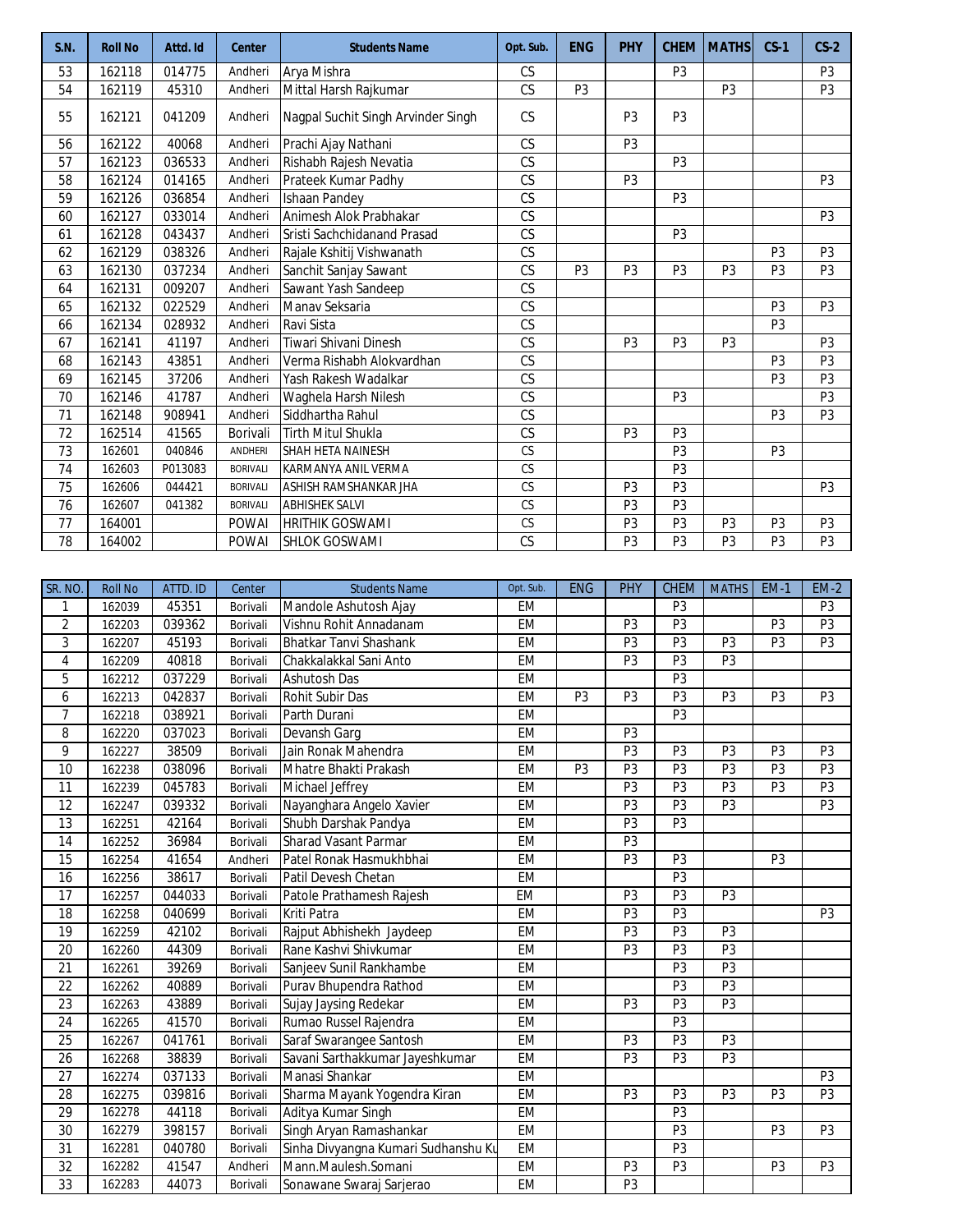| S.N. | Roll No | Attd. Id | Center | Students Name | Opt. Sub. | ENG | PHY | CHEM | MATHS | CS-1 | CS-2 |
|---|---|---|---|---|---|---|---|---|---|---|---|
| 53 | 162118 | 014775 | Andheri | Arya Mishra | CS | | | P3 | | | P3 |
| 54 | 162119 | 45310 | Andheri | Mittal Harsh Rajkumar | CS | P3 | | | P3 | | P3 |
| 55 | 162121 | 041209 | Andheri | Nagpal Suchit Singh Arvinder Singh | CS | | P3 | P3 | | | |
| 56 | 162122 | 40068 | Andheri | Prachi Ajay Nathani | CS | | P3 | | | | |
| 57 | 162123 | 036533 | Andheri | Rishabh Rajesh Nevatia | CS | | | P3 | | | |
| 58 | 162124 | 014165 | Andheri | Prateek Kumar Padhy | CS | | P3 | | | | P3 |
| 59 | 162126 | 036854 | Andheri | Ishaan Pandey | CS | | | P3 | | | |
| 60 | 162127 | 033014 | Andheri | Animesh Alok Prabhakar | CS | | | | | | P3 |
| 61 | 162128 | 043437 | Andheri | Sristi Sachchidanand Prasad | CS | | | P3 | | | |
| 62 | 162129 | 038326 | Andheri | Rajale Kshitij Vishwanath | CS | | | | | P3 | P3 |
| 63 | 162130 | 037234 | Andheri | Sanchit Sanjay Sawant | CS | P3 | P3 | P3 | P3 | P3 | P3 |
| 64 | 162131 | 009207 | Andheri | Sawant Yash Sandeep | CS | | | | | | |
| 65 | 162132 | 022529 | Andheri | Manav Seksaria | CS | | | | | P3 | P3 |
| 66 | 162134 | 028932 | Andheri | Ravi Sista | CS | | | | | P3 | |
| 67 | 162141 | 41197 | Andheri | Tiwari Shivani Dinesh | CS | | P3 | P3 | P3 | | P3 |
| 68 | 162143 | 43851 | Andheri | Verma Rishabh Alokvardhan | CS | | | | | P3 | P3 |
| 69 | 162145 | 37206 | Andheri | Yash Rakesh Wadalkar | CS | | | | | P3 | P3 |
| 70 | 162146 | 41787 | Andheri | Waghela Harsh Nilesh | CS | | | P3 | | | P3 |
| 71 | 162148 | 908941 | Andheri | Siddhartha Rahul | CS | | | | | P3 | P3 |
| 72 | 162514 | 41565 | Borivali | Tirth Mitul Shukla | CS | | P3 | P3 | | | |
| 73 | 162601 | 040846 | ANDHERI | SHAH HETA NAINESH | CS | | | P3 | | P3 | |
| 74 | 162603 | P013083 | BORIVALI | KARMANYA ANIL VERMA | CS | | | P3 | | | |
| 75 | 162606 | 044421 | BORIVALI | ASHISH RAMSHANKAR JHA | CS | | P3 | P3 | | | P3 |
| 76 | 162607 | 041382 | BORIVALI | ABHISHEK SALVI | CS | | P3 | P3 | | | |
| 77 | 164001 | | POWAI | HRITHIK GOSWAMI | CS | | P3 | P3 | P3 | P3 | P3 |
| 78 | 164002 | | POWAI | SHLOK GOSWAMI | CS | | P3 | P3 | P3 | P3 | P3 |

| SR. NO. | Roll No | ATTD. ID | Center | Students Name | Opt. Sub. | ENG | PHY | CHEM | MATHS | EM-1 | EM-2 |
|---|---|---|---|---|---|---|---|---|---|---|---|
| 1 | 162039 | 45351 | Borivali | Mandole Ashutosh Ajay | EM | | | P3 | | | P3 |
| 2 | 162203 | 039362 | Borivali | Vishnu Rohit Annadanam | EM | | P3 | P3 | | P3 | P3 |
| 3 | 162207 | 45193 | Borivali | Bhatkar Tanvi Shashank | EM | | P3 | P3 | P3 | P3 | P3 |
| 4 | 162209 | 40818 | Borivali | Chakkalakkal Sani Anto | EM | | P3 | P3 | P3 | | |
| 5 | 162212 | 037229 | Borivali | Ashutosh Das | EM | | | P3 | | | |
| 6 | 162213 | 042837 | Borivali | Rohit Subir Das | EM | P3 | P3 | P3 | P3 | P3 | P3 |
| 7 | 162218 | 038921 | Borivali | Parth Durani | EM | | | P3 | | | |
| 8 | 162220 | 037023 | Borivali | Devansh Garg | EM | | P3 | | | | |
| 9 | 162227 | 38509 | Borivali | Jain Ronak Mahendra | EM | | P3 | P3 | P3 | P3 | P3 |
| 10 | 162238 | 038096 | Borivali | Mhatre Bhakti Prakash | EM | P3 | P3 | P3 | P3 | P3 | P3 |
| 11 | 162239 | 045783 | Borivali | Michael Jeffrey | EM | | P3 | P3 | P3 | P3 | P3 |
| 12 | 162247 | 039332 | Borivali | Nayanghara Angelo Xavier | EM | | P3 | P3 | P3 | | P3 |
| 13 | 162251 | 42164 | Borivali | Shubh Darshak Pandya | EM | | P3 | P3 | | | |
| 14 | 162252 | 36984 | Borivali | Sharad Vasant Parmar | EM | | P3 | | | | |
| 15 | 162254 | 41654 | Andheri | Patel Ronak Hasmukhbhai | EM | | P3 | P3 | | P3 | |
| 16 | 162256 | 38617 | Borivali | Patil Devesh Chetan | EM | | | P3 | | | |
| 17 | 162257 | 044033 | Borivali | Patole Prathamesh Rajesh | EM | | P3 | P3 | P3 | | |
| 18 | 162258 | 040699 | Borivali | Kriti Patra | EM | | P3 | P3 | | | P3 |
| 19 | 162259 | 42102 | Borivali | Rajput Abhishekh Jaydeep | EM | | P3 | P3 | P3 | | |
| 20 | 162260 | 44309 | Borivali | Rane Kashvi Shivkumar | EM | | P3 | P3 | P3 | | |
| 21 | 162261 | 39269 | Borivali | Sanjeev Sunil Rankhambe | EM | | | P3 | P3 | | |
| 22 | 162262 | 40889 | Borivali | Purav Bhupendra Rathod | EM | | | P3 | P3 | | |
| 23 | 162263 | 43889 | Borivali | Sujay Jaysing Redekar | EM | | P3 | P3 | P3 | | |
| 24 | 162265 | 41570 | Borivali | Rumao Russel Rajendra | EM | | | P3 | | | |
| 25 | 162267 | 041761 | Borivali | Saraf Swarangee Santosh | EM | | P3 | P3 | P3 | | |
| 26 | 162268 | 38839 | Borivali | Savani Sarthakkumar Jayeshkumar | EM | | P3 | P3 | P3 | | |
| 27 | 162274 | 037133 | Borivali | Manasi Shankar | EM | | | | | | P3 |
| 28 | 162275 | 039816 | Borivali | Sharma Mayank Yogendra Kiran | EM | | P3 | P3 | P3 | P3 | P3 |
| 29 | 162278 | 44118 | Borivali | Aditya Kumar Singh | EM | | | P3 | | | |
| 30 | 162279 | 398157 | Borivali | Singh Aryan Ramashankar | EM | | | P3 | | P3 | P3 |
| 31 | 162281 | 040780 | Borivali | Sinha Divyangna Kumari Sudhanshu Ku | EM | | | P3 | | | |
| 32 | 162282 | 41547 | Andheri | Mann.Maulesh.Somani | EM | | P3 | P3 | | P3 | P3 |
| 33 | 162283 | 44073 | Borivali | Sonawane Swaraj Sarjerao | EM | | P3 | | | | |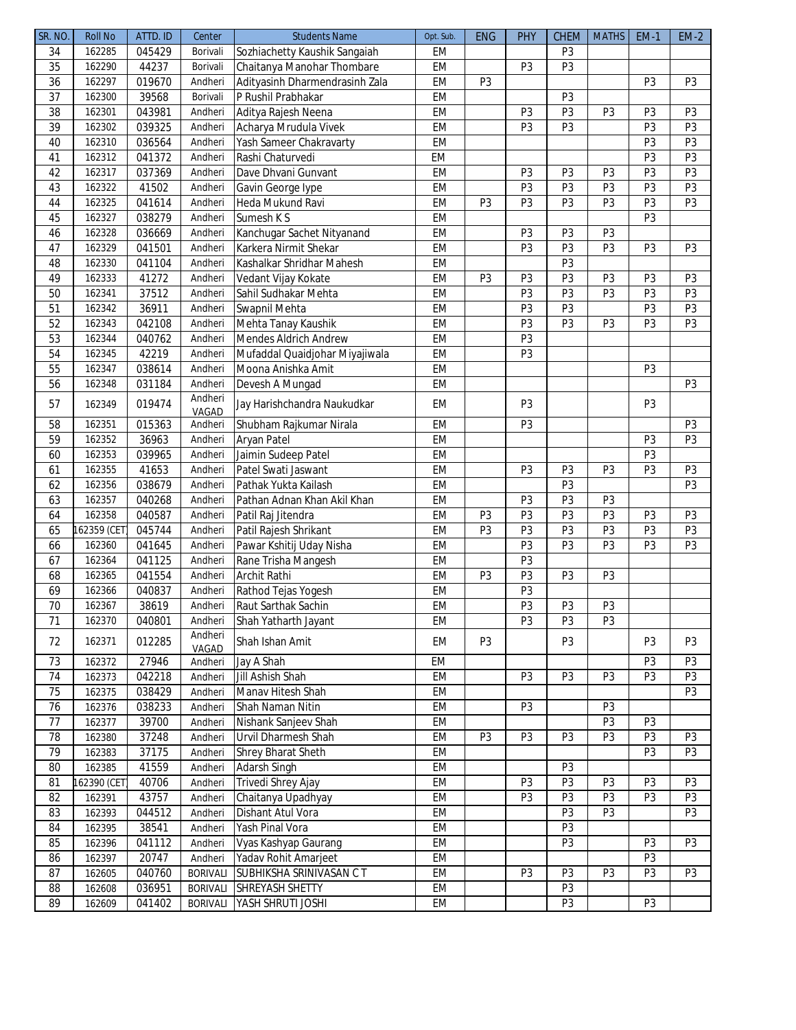| SR. NO. | Roll No | ATTD. ID | Center | Students Name | Opt. Sub. | ENG | PHY | CHEM | MATHS | EM-1 | EM-2 |
|---|---|---|---|---|---|---|---|---|---|---|---|
| 34 | 162285 | 045429 | Borivali | Sozhiachetty Kaushik Sangaiah | EM | | | P3 | | | |
| 35 | 162290 | 44237 | Borivali | Chaitanya Manohar Thombare | EM | | P3 | P3 | | | |
| 36 | 162297 | 019670 | Andheri | Adityasinh Dharmendrasinh Zala | EM | P3 | | | | P3 | P3 |
| 37 | 162300 | 39568 | Borivali | P Rushil Prabhakar | EM | | | P3 | | | |
| 38 | 162301 | 043981 | Andheri | Aditya Rajesh Neena | EM | | P3 | P3 | P3 | P3 | P3 |
| 39 | 162302 | 039325 | Andheri | Acharya Mrudula Vivek | EM | | P3 | P3 | | P3 | P3 |
| 40 | 162310 | 036564 | Andheri | Yash Sameer Chakravarty | EM | | | | | P3 | P3 |
| 41 | 162312 | 041372 | Andheri | Rashi Chaturvedi | EM | | | | | P3 | P3 |
| 42 | 162317 | 037369 | Andheri | Dave Dhvani Gunvant | EM | | P3 | P3 | P3 | P3 | P3 |
| 43 | 162322 | 41502 | Andheri | Gavin George Iype | EM | | P3 | P3 | P3 | P3 | P3 |
| 44 | 162325 | 041614 | Andheri | Heda Mukund Ravi | EM | P3 | P3 | P3 | P3 | P3 | P3 |
| 45 | 162327 | 038279 | Andheri | Sumesh K S | EM | | | | | P3 | |
| 46 | 162328 | 036669 | Andheri | Kanchugar Sachet Nityanand | EM | | P3 | P3 | P3 | | |
| 47 | 162329 | 041501 | Andheri | Karkera Nirmit Shekar | EM | | P3 | P3 | P3 | P3 | P3 |
| 48 | 162330 | 041104 | Andheri | Kashalkar Shridhar Mahesh | EM | | | P3 | | | |
| 49 | 162333 | 41272 | Andheri | Vedant Vijay Kokate | EM | P3 | P3 | P3 | P3 | P3 | P3 |
| 50 | 162341 | 37512 | Andheri | Sahil Sudhakar Mehta | EM | | P3 | P3 | P3 | P3 | P3 |
| 51 | 162342 | 36911 | Andheri | Swapnil Mehta | EM | | P3 | P3 | | P3 | P3 |
| 52 | 162343 | 042108 | Andheri | Mehta Tanay Kaushik | EM | | P3 | P3 | P3 | P3 | P3 |
| 53 | 162344 | 040762 | Andheri | Mendes Aldrich Andrew | EM | | P3 | | | | |
| 54 | 162345 | 42219 | Andheri | Mufaddal Quaidjohar Miyajiwala | EM | | P3 | | | | |
| 55 | 162347 | 038614 | Andheri | Moona Anishka Amit | EM | | | | | P3 | |
| 56 | 162348 | 031184 | Andheri | Devesh A Mungad | EM | | | | | | P3 |
| 57 | 162349 | 019474 | Andheri VAGAD | Jay Harishchandra Naukudkar | EM | | P3 | | | P3 | |
| 58 | 162351 | 015363 | Andheri | Shubham Rajkumar Nirala | EM | | P3 | | | | P3 |
| 59 | 162352 | 36963 | Andheri | Aryan Patel | EM | | | | | P3 | P3 |
| 60 | 162353 | 039965 | Andheri | Jaimin Sudeep Patel | EM | | | | | P3 | |
| 61 | 162355 | 41653 | Andheri | Patel Swati Jaswant | EM | | P3 | P3 | P3 | P3 | P3 |
| 62 | 162356 | 038679 | Andheri | Pathak Yukta Kailash | EM | | | P3 | | | P3 |
| 63 | 162357 | 040268 | Andheri | Pathan Adnan Khan Akil Khan | EM | | P3 | P3 | P3 | | |
| 64 | 162358 | 040587 | Andheri | Patil Raj Jitendra | EM | P3 | P3 | P3 | P3 | P3 | P3 |
| 65 | 162359 (CET) | 045744 | Andheri | Patil Rajesh Shrikant | EM | P3 | P3 | P3 | P3 | P3 | P3 |
| 66 | 162360 | 041645 | Andheri | Pawar Kshitij Uday Nisha | EM | | P3 | P3 | P3 | P3 | P3 |
| 67 | 162364 | 041125 | Andheri | Rane Trisha Mangesh | EM | | P3 | | | | |
| 68 | 162365 | 041554 | Andheri | Archit Rathi | EM | P3 | P3 | P3 | P3 | | |
| 69 | 162366 | 040837 | Andheri | Rathod Tejas Yogesh | EM | | P3 | | | | |
| 70 | 162367 | 38619 | Andheri | Raut Sarthak Sachin | EM | | P3 | P3 | P3 | | |
| 71 | 162370 | 040801 | Andheri | Shah Yatharth Jayant | EM | | P3 | P3 | P3 | | |
| 72 | 162371 | 012285 | Andheri VAGAD | Shah Ishan Amit | EM | P3 | | P3 | | P3 | P3 |
| 73 | 162372 | 27946 | Andheri | Jay A Shah | EM | | | | | P3 | P3 |
| 74 | 162373 | 042218 | Andheri | Jill Ashish Shah | EM | | P3 | P3 | P3 | P3 | P3 |
| 75 | 162375 | 038429 | Andheri | Manav Hitesh Shah | EM | | | | | | P3 |
| 76 | 162376 | 038233 | Andheri | Shah Naman Nitin | EM | | P3 | | P3 | | |
| 77 | 162377 | 39700 | Andheri | Nishank Sanjeev Shah | EM | | | | P3 | P3 | |
| 78 | 162380 | 37248 | Andheri | Urvil Dharmesh Shah | EM | P3 | P3 | P3 | P3 | P3 | P3 |
| 79 | 162383 | 37175 | Andheri | Shrey Bharat Sheth | EM | | | | | P3 | P3 |
| 80 | 162385 | 41559 | Andheri | Adarsh Singh | EM | | | P3 | | | |
| 81 | 162390 (CET) | 40706 | Andheri | Trivedi Shrey Ajay | EM | | P3 | P3 | P3 | P3 | P3 |
| 82 | 162391 | 43757 | Andheri | Chaitanya Upadhyay | EM | | P3 | P3 | P3 | P3 | P3 |
| 83 | 162393 | 044512 | Andheri | Dishant Atul Vora | EM | | | P3 | P3 | | P3 |
| 84 | 162395 | 38541 | Andheri | Yash Pinal Vora | EM | | | P3 | | | |
| 85 | 162396 | 041112 | Andheri | Vyas Kashyap Gaurang | EM | | | P3 | | P3 | P3 |
| 86 | 162397 | 20747 | Andheri | Yadav Rohit Amarjeet | EM | | | | | P3 | |
| 87 | 162605 | 040760 | BORIVALI | SUBHIKSHA SRINIVASAN C T | EM | | P3 | P3 | P3 | P3 | P3 |
| 88 | 162608 | 036951 | BORIVALI | SHREYASH SHETTY | EM | | | P3 | | | |
| 89 | 162609 | 041402 | BORIVALI | YASH SHRUTI JOSHI | EM | | | P3 | | P3 | |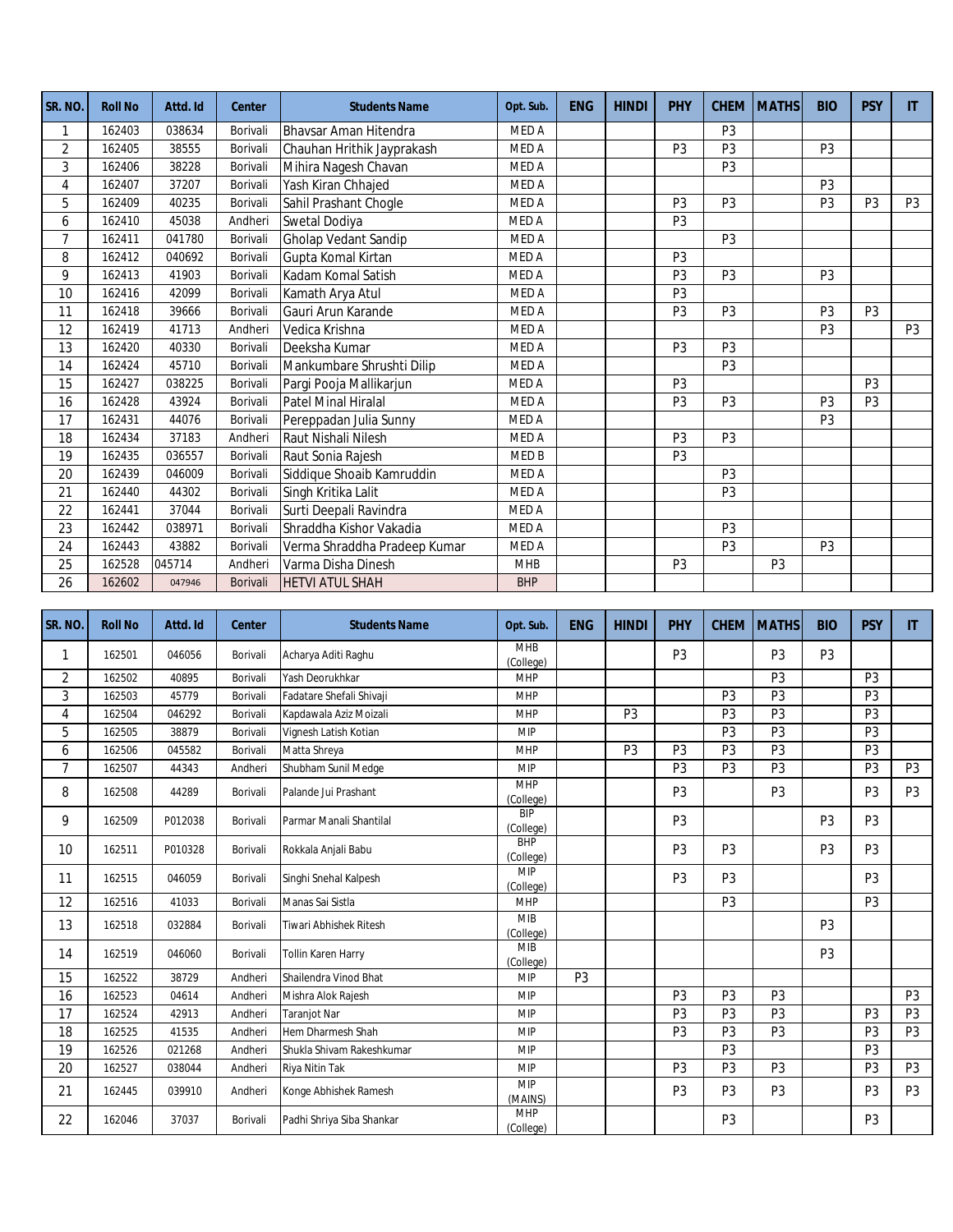| SR. NO. | Roll No | Attd. Id | Center | Students Name | Opt. Sub. | ENG | HINDI | PHY | CHEM | MATHS | BIO | PSY | IT |
|---|---|---|---|---|---|---|---|---|---|---|---|---|---|
| 1 | 162403 | 038634 | Borivali | Bhavsar Aman Hitendra | MED A | | | | P3 | | | | |
| 2 | 162405 | 38555 | Borivali | Chauhan Hrithik Jayprakash | MED A | | | P3 | P3 | | P3 | | |
| 3 | 162406 | 38228 | Borivali | Mihira Nagesh Chavan | MED A | | | | P3 | | | | |
| 4 | 162407 | 37207 | Borivali | Yash Kiran Chhajed | MED A | | | | | | P3 | | |
| 5 | 162409 | 40235 | Borivali | Sahil Prashant Chogle | MED A | | | P3 | P3 | | P3 | P3 | P3 |
| 6 | 162410 | 45038 | Andheri | Swetal Dodiya | MED A | | | P3 | | | | | |
| 7 | 162411 | 041780 | Borivali | Gholap Vedant Sandip | MED A | | | | P3 | | | | |
| 8 | 162412 | 040692 | Borivali | Gupta Komal Kirtan | MED A | | | P3 | | | | | |
| 9 | 162413 | 41903 | Borivali | Kadam Komal Satish | MED A | | | P3 | P3 | | P3 | | |
| 10 | 162416 | 42099 | Borivali | Kamath Arya Atul | MED A | | | P3 | | | | | |
| 11 | 162418 | 39666 | Borivali | Gauri Arun Karande | MED A | | | P3 | P3 | | P3 | P3 | |
| 12 | 162419 | 41713 | Andheri | Vedica Krishna | MED A | | | | | | P3 | | P3 |
| 13 | 162420 | 40330 | Borivali | Deeksha Kumar | MED A | | | P3 | P3 | | | | |
| 14 | 162424 | 45710 | Borivali | Mankumbare Shrushti Dilip | MED A | | | | P3 | | | | |
| 15 | 162427 | 038225 | Borivali | Pargi Pooja Mallikarjun | MED A | | | P3 | | | | P3 | |
| 16 | 162428 | 43924 | Borivali | Patel Minal Hiralal | MED A | | | P3 | P3 | | P3 | P3 | |
| 17 | 162431 | 44076 | Borivali | Pereppadan Julia Sunny | MED A | | | | | | P3 | | |
| 18 | 162434 | 37183 | Andheri | Raut Nishali Nilesh | MED A | | | P3 | P3 | | | | |
| 19 | 162435 | 036557 | Borivali | Raut Sonia Rajesh | MED B | | | P3 | | | | | |
| 20 | 162439 | 046009 | Borivali | Siddique Shoaib Kamruddin | MED A | | | | P3 | | | | |
| 21 | 162440 | 44302 | Borivali | Singh Kritika Lalit | MED A | | | | P3 | | | | |
| 22 | 162441 | 37044 | Borivali | Surti Deepali Ravindra | MED A | | | | | | | | |
| 23 | 162442 | 038971 | Borivali | Shraddha Kishor Vakadia | MED A | | | | P3 | | | | |
| 24 | 162443 | 43882 | Borivali | Verma Shraddha Pradeep Kumar | MED A | | | | P3 | | P3 | | |
| 25 | 162528 | 045714 | Andheri | Varma Disha Dinesh | MHB | | | P3 | | P3 | | | |
| 26 | 162602 | 047946 | Borivali | HETVI ATUL SHAH | BHP | | | | | | | | |

| SR. NO. | Roll No | Attd. Id | Center | Students Name | Opt. Sub. | ENG | HINDI | PHY | CHEM | MATHS | BIO | PSY | IT |
|---|---|---|---|---|---|---|---|---|---|---|---|---|---|
| 1 | 162501 | 046056 | Borivali | Acharya Aditi Raghu | MHB (College) | | | P3 | | P3 | P3 | | |
| 2 | 162502 | 40895 | Borivali | Yash Deorukhkar | MHP | | | | | P3 | | P3 | |
| 3 | 162503 | 45779 | Borivali | Fadatare Shefali Shivaji | MHP | | | | P3 | P3 | | P3 | |
| 4 | 162504 | 046292 | Borivali | Kapdawala Aziz Moizali | MHP | | P3 | | P3 | P3 | | P3 | |
| 5 | 162505 | 38879 | Borivali | Vignesh Latish Kotian | MIP | | | | P3 | P3 | | P3 | |
| 6 | 162506 | 045582 | Borivali | Matta Shreya | MHP | | P3 | P3 | P3 | P3 | | P3 | |
| 7 | 162507 | 44343 | Andheri | Shubham Sunil Medge | MIP | | | P3 | P3 | P3 | | P3 | P3 |
| 8 | 162508 | 44289 | Borivali | Palande Jui Prashant | MHP (College) | | | P3 | | P3 | | P3 | P3 |
| 9 | 162509 | P012038 | Borivali | Parmar Manali Shantilal | BIP (College) | | | P3 | | | P3 | P3 | |
| 10 | 162511 | P010328 | Borivali | Rokkala Anjali Babu | BHP (College) | | | P3 | P3 | | P3 | P3 | |
| 11 | 162515 | 046059 | Borivali | Singhi Snehal Kalpesh | MIP (College) | | | P3 | P3 | | | P3 | |
| 12 | 162516 | 41033 | Borivali | Manas Sai Sistla | MHP | | | | P3 | | | P3 | |
| 13 | 162518 | 032884 | Borivali | Tiwari Abhishek Ritesh | MIB (College) | | | | | | P3 | | |
| 14 | 162519 | 046060 | Borivali | Tollin Karen Harry | MIB (College) | | | | | | P3 | | |
| 15 | 162522 | 38729 | Andheri | Shailendra Vinod Bhat | MIP | P3 | | | | | | | |
| 16 | 162523 | 04614 | Andheri | Mishra Alok Rajesh | MIP | | | P3 | P3 | P3 | | | P3 |
| 17 | 162524 | 42913 | Andheri | Taranjot Nar | MIP | | | P3 | P3 | P3 | | P3 | P3 |
| 18 | 162525 | 41535 | Andheri | Hem Dharmesh Shah | MIP | | | P3 | P3 | P3 | | P3 | P3 |
| 19 | 162526 | 021268 | Andheri | Shukla Shivam Rakeshkumar | MIP | | | | P3 | | | P3 | |
| 20 | 162527 | 038044 | Andheri | Riya Nitin Tak | MIP | | | P3 | P3 | P3 | | P3 | P3 |
| 21 | 162445 | 039910 | Andheri | Konge Abhishek Ramesh | MIP (MAINS) | | | P3 | P3 | P3 | | P3 | P3 |
| 22 | 162046 | 37037 | Borivali | Padhi Shriya Siba Shankar | MHP (College) | | | | P3 | | | P3 | |